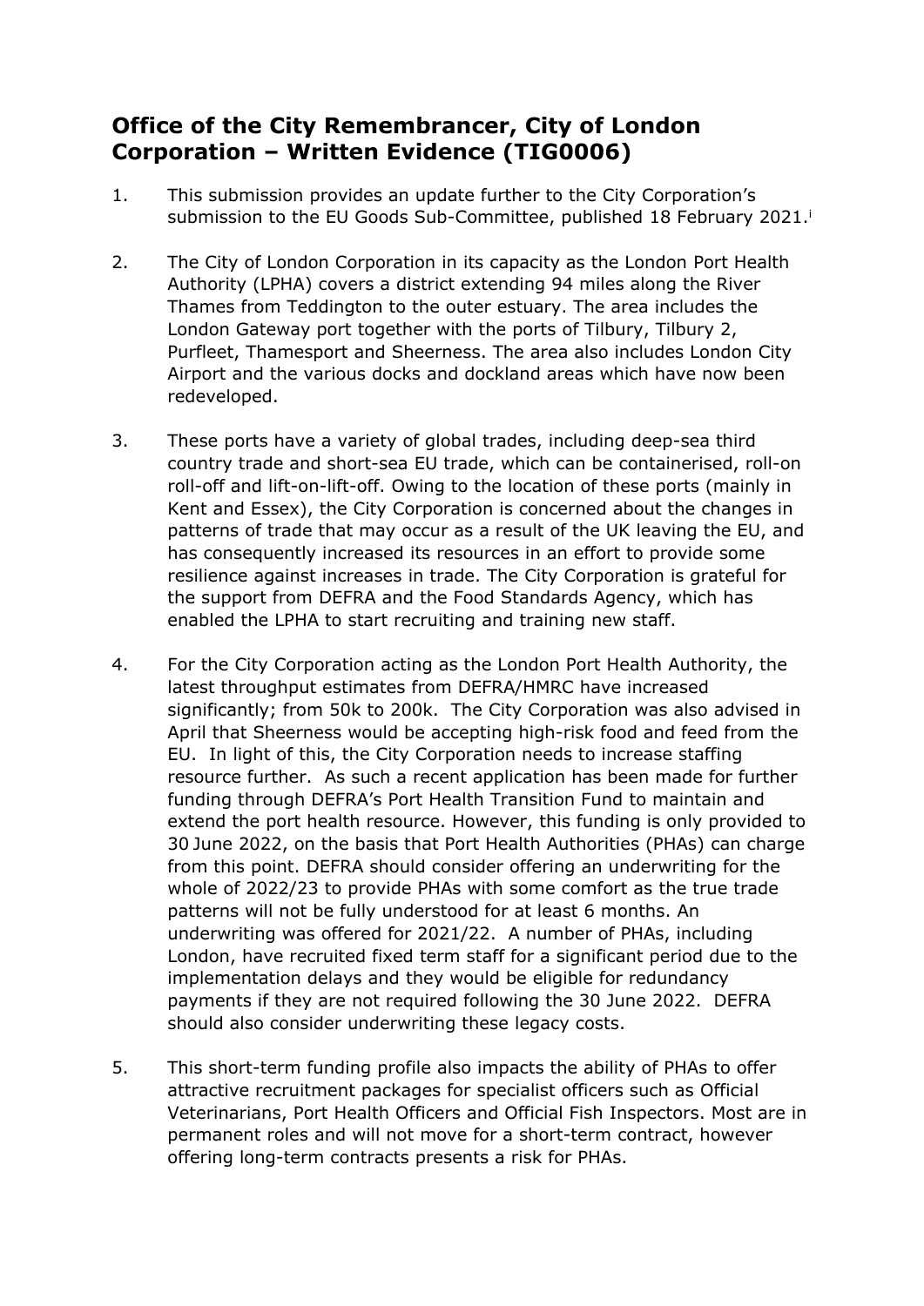## Office of the City Remembrancer, City of London Corporation – Written Evidence (TIG0006)

1. This submission provides an update further to the City Corporation's submission to the EU Goods Sub-Committee, published 18 February 2021.[i]

2. The City of London Corporation in its capacity as the London Port Health Authority (LPHA) covers a district extending 94 miles along the River Thames from Teddington to the outer estuary. The area includes the London Gateway port together with the ports of Tilbury, Tilbury 2, Purfleet, Thamesport and Sheerness. The area also includes London City Airport and the various docks and dockland areas which have now been redeveloped.

3. These ports have a variety of global trades, including deep-sea third country trade and short-sea EU trade, which can be containerised, roll-on roll-off and lift-on-lift-off. Owing to the location of these ports (mainly in Kent and Essex), the City Corporation is concerned about the changes in patterns of trade that may occur as a result of the UK leaving the EU, and has consequently increased its resources in an effort to provide some resilience against increases in trade. The City Corporation is grateful for the support from DEFRA and the Food Standards Agency, which has enabled the LPHA to start recruiting and training new staff.

4. For the City Corporation acting as the London Port Health Authority, the latest throughput estimates from DEFRA/HMRC have increased significantly; from 50k to 200k. The City Corporation was also advised in April that Sheerness would be accepting high-risk food and feed from the EU. In light of this, the City Corporation needs to increase staffing resource further. As such a recent application has been made for further funding through DEFRA's Port Health Transition Fund to maintain and extend the port health resource. However, this funding is only provided to 30 June 2022, on the basis that Port Health Authorities (PHAs) can charge from this point. DEFRA should consider offering an underwriting for the whole of 2022/23 to provide PHAs with some comfort as the true trade patterns will not be fully understood for at least 6 months. An underwriting was offered for 2021/22. A number of PHAs, including London, have recruited fixed term staff for a significant period due to the implementation delays and they would be eligible for redundancy payments if they are not required following the 30 June 2022. DEFRA should also consider underwriting these legacy costs.

5. This short-term funding profile also impacts the ability of PHAs to offer attractive recruitment packages for specialist officers such as Official Veterinarians, Port Health Officers and Official Fish Inspectors. Most are in permanent roles and will not move for a short-term contract, however offering long-term contracts presents a risk for PHAs.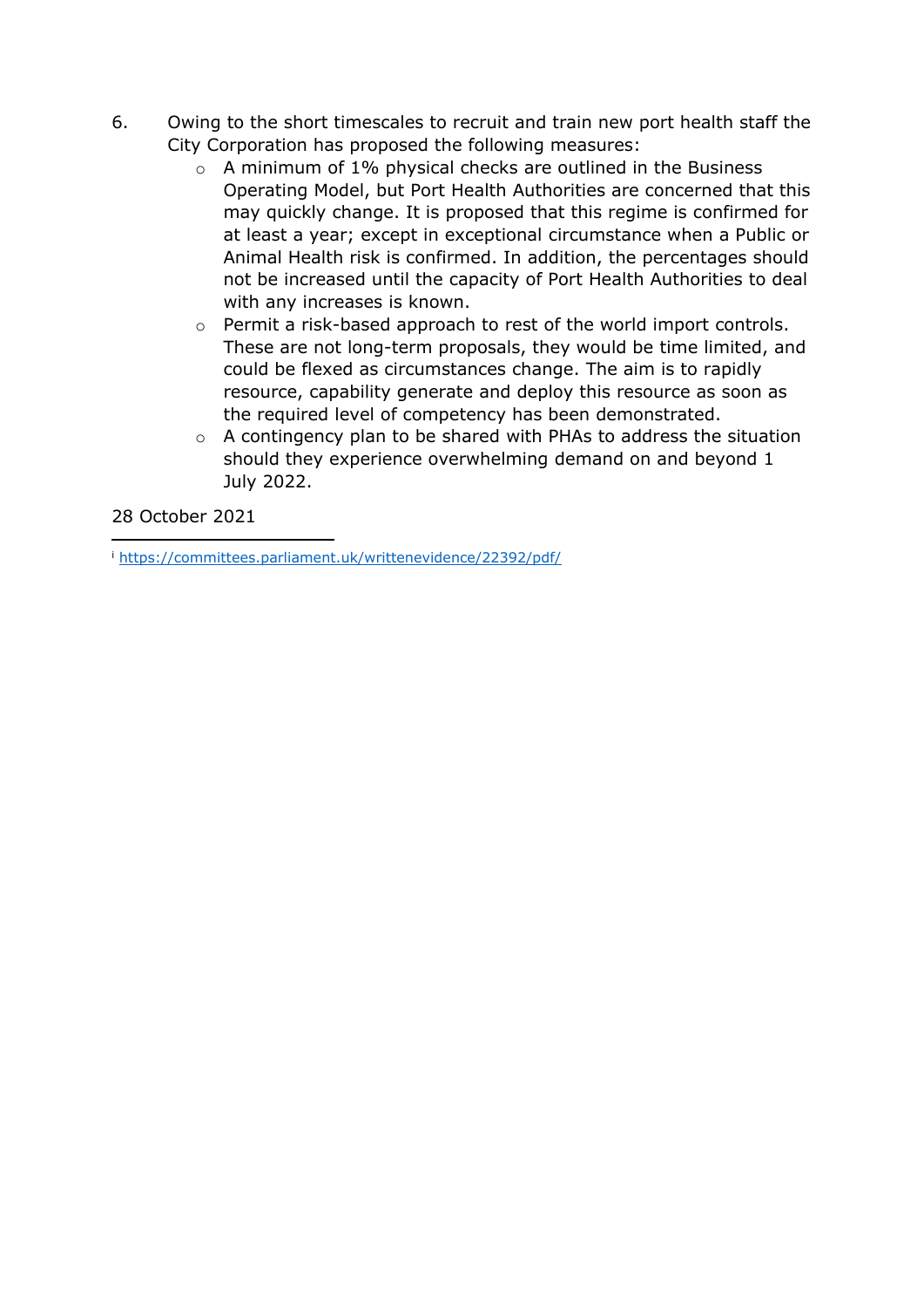6. Owing to the short timescales to recruit and train new port health staff the City Corporation has proposed the following measures:
   - A minimum of 1% physical checks are outlined in the Business Operating Model, but Port Health Authorities are concerned that this may quickly change. It is proposed that this regime is confirmed for at least a year; except in exceptional circumstance when a Public or Animal Health risk is confirmed. In addition, the percentages should not be increased until the capacity of Port Health Authorities to deal with any increases is known.
   - Permit a risk-based approach to rest of the world import controls. These are not long-term proposals, they would be time limited, and could be flexed as circumstances change. The aim is to rapidly resource, capability generate and deploy this resource as soon as the required level of competency has been demonstrated.
   - A contingency plan to be shared with PHAs to address the situation should they experience overwhelming demand on and beyond 1 July 2022.

28 October 2021

---

[i] https://committees.parliament.uk/writtenevidence/22392/pdf/